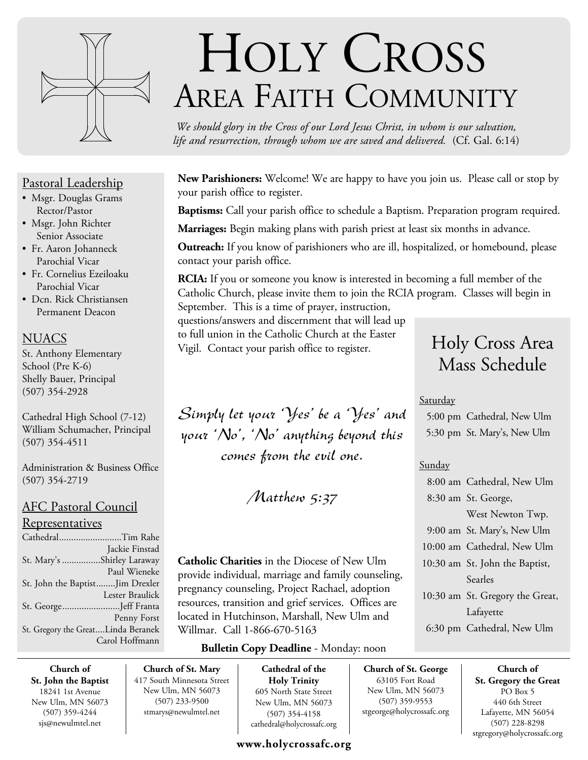# Holy Cross
## Area Faith Community

*We should glory in the Cross of our Lord Jesus Christ, in whom is our salvation, life and resurrection, through whom we are saved and delivered.* (Cf. Gal. 6:14)

### Pastoral Leadership

- Msgr. Douglas Grams
  Rector/Pastor
- Msgr. John Richter
  Senior Associate
- Fr. Aaron Johanneck
  Parochial Vicar
- Fr. Cornelius Ezeiloaku
  Parochial Vicar
- Dcn. Rick Christiansen
  Permanent Deacon

### NUACS

St. Anthony Elementary School (Pre K-6)
Shelly Bauer, Principal
(507) 354-2928

Cathedral High School (7-12)
William Schumacher, Principal
(507) 354-4511

Administration & Business Office
(507) 354-2719

### AFC Pastoral Council Representatives

| Parish | Representatives |
|---|---|
| Cathedral | Tim Rahe, Jackie Finstad |
| St. Mary's | Shirley Laraway, Paul Wieneke |
| St. John the Baptist | Jim Drexler, Lester Braulick |
| St. George | Jeff Franta, Penny Forst |
| St. Gregory the Great | Linda Beranek, Carol Hoffmann |

**New Parishioners:** Welcome! We are happy to have you join us. Please call or stop by your parish office to register.

**Baptisms:** Call your parish office to schedule a Baptism. Preparation program required.

**Marriages:** Begin making plans with parish priest at least six months in advance.

**Outreach:** If you know of parishioners who are ill, hospitalized, or homebound, please contact your parish office.

**RCIA:** If you or someone you know is interested in becoming a full member of the Catholic Church, please invite them to join the RCIA program. Classes will begin in September. This is a time of prayer, instruction, questions/answers and discernment that will lead up to full union in the Catholic Church at the Easter Vigil. Contact your parish office to register.

*Simply let your 'Yes' be a 'Yes' and your 'No', 'No' anything beyond this comes from the evil one.*

*Matthew 5:37*

**Catholic Charities** in the Diocese of New Ulm provide individual, marriage and family counseling, pregnancy counseling, Project Rachael, adoption resources, transition and grief services. Offices are located in Hutchinson, Marshall, New Ulm and Willmar. Call 1-866-670-5163

**Bulletin Copy Deadline** - Monday: noon

## Holy Cross Area Mass Schedule

**Saturday**

| Time | Location |
|---|---|
| 5:00 pm | Cathedral, New Ulm |
| 5:30 pm | St. Mary's, New Ulm |

**Sunday**

| Time | Location |
|---|---|
| 8:00 am | Cathedral, New Ulm |
| 8:30 am | St. George, West Newton Twp. |
| 9:00 am | St. Mary's, New Ulm |
| 10:00 am | Cathedral, New Ulm |
| 10:30 am | St. John the Baptist, Searles |
| 10:30 am | St. Gregory the Great, Lafayette |
| 6:30 pm | Cathedral, New Ulm |

**Church of St. John the Baptist**
18241 1st Avenue
New Ulm, MN 56073
(507) 359-4244
sjs@newulmtel.net

**Church of St. Mary**
417 South Minnesota Street
New Ulm, MN 56073
(507) 233-9500
stmarys@newulmtel.net

**Cathedral of the Holy Trinity**
605 North State Street
New Ulm, MN 56073
(507) 354-4158
cathedral@holycrossafc.org

**Church of St. George**
63105 Fort Road
New Ulm, MN 56073
(507) 359-9553
stgeorge@holycrossafc.org

**Church of St. Gregory the Great**
PO Box 5
440 6th Street
Lafayette, MN 56054
(507) 228-8298
stgregory@holycrossafc.org

**www.holycrossafc.org**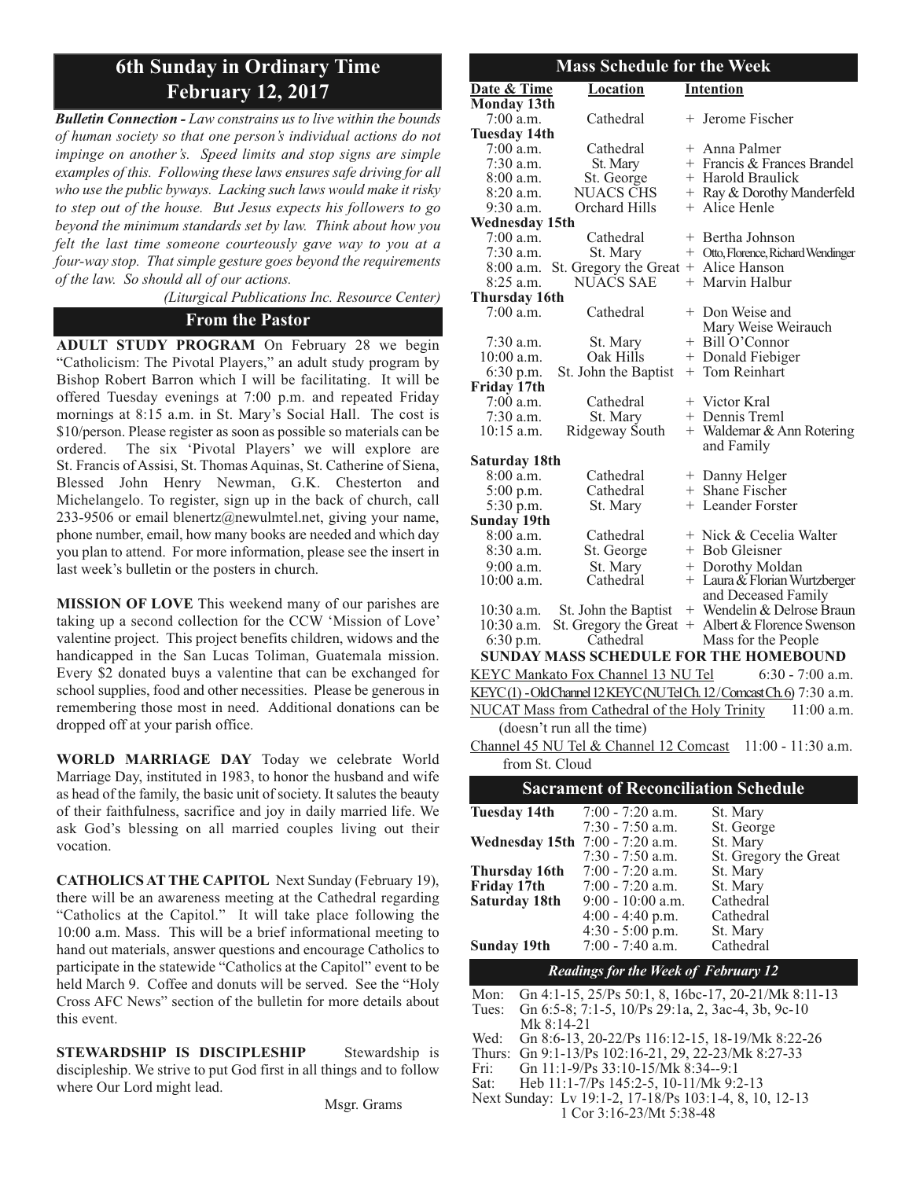# 6th Sunday in Ordinary Time
# February 12, 2017

***Bulletin Connection -*** *Law constrains us to live within the bounds of human society so that one person's individual actions do not impinge on another's. Speed limits and stop signs are simple examples of this. Following these laws ensures safe driving for all who use the public byways. Lacking such laws would make it risky to step out of the house. But Jesus expects his followers to go beyond the minimum standards set by law. Think about how you felt the last time someone courteously gave way to you at a four-way stop. That simple gesture goes beyond the requirements of the law. So should all of our actions.*

*(Liturgical Publications Inc. Resource Center)*

## From the Pastor

**ADULT STUDY PROGRAM** On February 28 we begin "Catholicism: The Pivotal Players," an adult study program by Bishop Robert Barron which I will be facilitating. It will be offered Tuesday evenings at 7:00 p.m. and repeated Friday mornings at 8:15 a.m. in St. Mary's Social Hall. The cost is $10/person. Please register as soon as possible so materials can be ordered. The six 'Pivotal Players' we will explore are St. Francis of Assisi, St. Thomas Aquinas, St. Catherine of Siena, Blessed John Henry Newman, G.K. Chesterton and Michelangelo. To register, sign up in the back of church, call 233-9506 or email blenertz@newulmtel.net, giving your name, phone number, email, how many books are needed and which day you plan to attend. For more information, please see the insert in last week's bulletin or the posters in church.

**MISSION OF LOVE** This weekend many of our parishes are taking up a second collection for the CCW 'Mission of Love' valentine project. This project benefits children, widows and the handicapped in the San Lucas Toliman, Guatemala mission. Every $2 donated buys a valentine that can be exchanged for school supplies, food and other necessities. Please be generous in remembering those most in need. Additional donations can be dropped off at your parish office.

**WORLD MARRIAGE DAY** Today we celebrate World Marriage Day, instituted in 1983, to honor the husband and wife as head of the family, the basic unit of society. It salutes the beauty of their faithfulness, sacrifice and joy in daily married life. We ask God's blessing on all married couples living out their vocation.

**CATHOLICS AT THE CAPITOL** Next Sunday (February 19), there will be an awareness meeting at the Cathedral regarding "Catholics at the Capitol." It will take place following the 10:00 a.m. Mass. This will be a brief informational meeting to hand out materials, answer questions and encourage Catholics to participate in the statewide "Catholics at the Capitol" event to be held March 9. Coffee and donuts will be served. See the "Holy Cross AFC News" section of the bulletin for more details about this event.

**STEWARDSHIP IS DISCIPLESHIP** Stewardship is discipleship. We strive to put God first in all things and to follow where Our Lord might lead.

Msgr. Grams

## Mass Schedule for the Week

| Date & Time | Location | Intention |
|---|---|---|
| **Monday 13th** | | |
| 7:00 a.m. | Cathedral | + Jerome Fischer |
| **Tuesday 14th** | | |
| 7:00 a.m. | Cathedral | + Anna Palmer |
| 7:30 a.m. | St. Mary | + Francis & Frances Brandel |
| 8:00 a.m. | St. George | + Harold Braulick |
| 8:20 a.m. | NUACS CHS | + Ray & Dorothy Manderfeld |
| 9:30 a.m. | Orchard Hills | + Alice Henle |
| **Wednesday 15th** | | |
| 7:00 a.m. | Cathedral | + Bertha Johnson |
| 7:30 a.m. | St. Mary | + Otto, Florence, Richard Wendinger |
| 8:00 a.m. | St. Gregory the Great | + Alice Hanson |
| 8:25 a.m. | NUACS SAE | + Marvin Halbur |
| **Thursday 16th** | | |
| 7:00 a.m. | Cathedral | + Don Weise and Mary Weise Weirauch |
| 7:30 a.m. | St. Mary | + Bill O'Connor |
| 10:00 a.m. | Oak Hills | + Donald Fiebiger |
| 6:30 p.m. | St. John the Baptist | + Tom Reinhart |
| **Friday 17th** | | |
| 7:00 a.m. | Cathedral | + Victor Kral |
| 7:30 a.m. | St. Mary | + Dennis Treml |
| 10:15 a.m. | Ridgeway South | + Waldemar & Ann Rotering and Family |
| **Saturday 18th** | | |
| 8:00 a.m. | Cathedral | + Danny Helger |
| 5:00 p.m. | Cathedral | + Shane Fischer |
| 5:30 p.m. | St. Mary | + Leander Forster |
| **Sunday 19th** | | |
| 8:00 a.m. | Cathedral | + Nick & Cecelia Walter |
| 8:30 a.m. | St. George | + Bob Gleisner |
| 9:00 a.m. | St. Mary | + Dorothy Moldan |
| 10:00 a.m. | Cathedral | + Laura & Florian Wurtzberger and Deceased Family |
| 10:30 a.m. | St. John the Baptist | + Wendelin & Delrose Braun |
| 10:30 a.m. | St. Gregory the Great | + Albert & Florence Swenson |
| 6:30 p.m. | Cathedral | Mass for the People |

**SUNDAY MASS SCHEDULE FOR THE HOMEBOUND**

KEYC Mankato Fox Channel 13 NU Tel 6:30 - 7:00 a.m.

KEYC(1) - Old Channel 12 KEYC (NU Tel Ch. 12 / Comcast Ch. 6) 7:30 a.m.

NUCAT Mass from Cathedral of the Holy Trinity 11:00 a.m. (doesn't run all the time)

Channel 45 NU Tel & Channel 12 Comcast 11:00 - 11:30 a.m. from St. Cloud

## Sacrament of Reconciliation Schedule

| | | |
|---|---|---|
| **Tuesday 14th** | 7:00 - 7:20 a.m. | St. Mary |
| | 7:30 - 7:50 a.m. | St. George |
| **Wednesday 15th** | 7:00 - 7:20 a.m. | St. Mary |
| | 7:30 - 7:50 a.m. | St. Gregory the Great |
| **Thursday 16th** | 7:00 - 7:20 a.m. | St. Mary |
| **Friday 17th** | 7:00 - 7:20 a.m. | St. Mary |
| **Saturday 18th** | 9:00 - 10:00 a.m. | Cathedral |
| | 4:00 - 4:40 p.m. | Cathedral |
| | 4:30 - 5:00 p.m. | St. Mary |
| **Sunday 19th** | 7:00 - 7:40 a.m. | Cathedral |

## *Readings for the Week of February 12*

Mon: Gn 4:1-15, 25/Ps 50:1, 8, 16bc-17, 20-21/Mk 8:11-13
Tues: Gn 6:5-8; 7:1-5, 10/Ps 29:1a, 2, 3ac-4, 3b, 9c-10 Mk 8:14-21
Wed: Gn 8:6-13, 20-22/Ps 116:12-15, 18-19/Mk 8:22-26
Thurs: Gn 9:1-13/Ps 102:16-21, 29, 22-23/Mk 8:27-33
Fri: Gn 11:1-9/Ps 33:10-15/Mk 8:34--9:1
Sat: Heb 11:1-7/Ps 145:2-5, 10-11/Mk 9:2-13
Next Sunday: Lv 19:1-2, 17-18/Ps 103:1-4, 8, 10, 12-13 1 Cor 3:16-23/Mt 5:38-48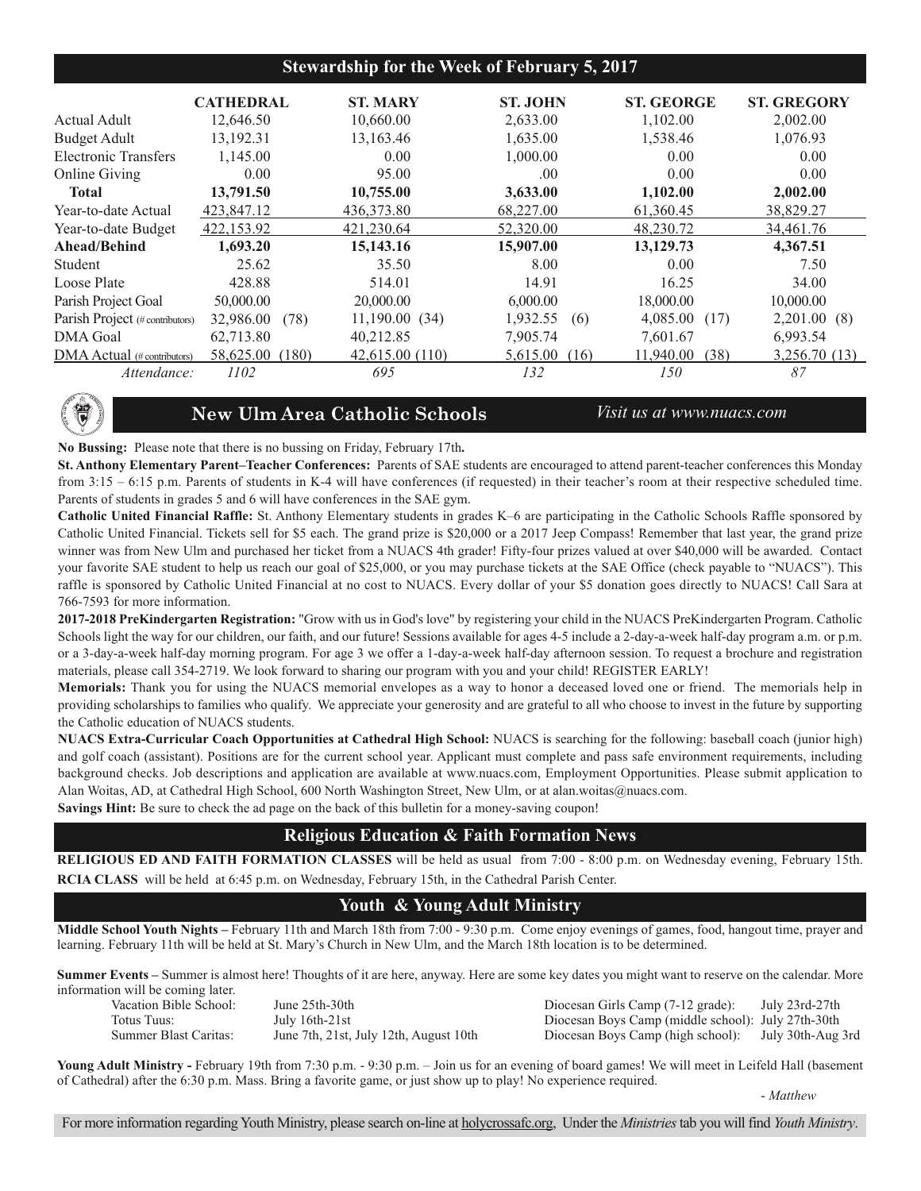## Stewardship for the Week of February 5, 2017

| | CATHEDRAL | ST. MARY | ST. JOHN | ST. GEORGE | ST. GREGORY |
|---|---|---|---|---|---|
| Actual Adult | 12,646.50 | 10,660.00 | 2,633.00 | 1,102.00 | 2,002.00 |
| Budget Adult | 13,192.31 | 13,163.46 | 1,635.00 | 1,538.46 | 1,076.93 |
| Electronic Transfers | 1,145.00 | 0.00 | 1,000.00 | 0.00 | 0.00 |
| Online Giving | 0.00 | 95.00 | .00 | 0.00 | 0.00 |
| **Total** | **13,791.50** | **10,755.00** | **3,633.00** | **1,102.00** | **2,002.00** |
| Year-to-date Actual | 423,847.12 | 436,373.80 | 68,227.00 | 61,360.45 | 38,829.27 |
| Year-to-date Budget | 422,153.92 | 421,230.64 | 52,320.00 | 48,230.72 | 34,461.76 |
| **Ahead/Behind** | **1,693.20** | **15,143.16** | **15,907.00** | **13,129.73** | **4,367.51** |
| Student | 25.62 | 35.50 | 8.00 | 0.00 | 7.50 |
| Loose Plate | 428.88 | 514.01 | 14.91 | 16.25 | 34.00 |
| Parish Project Goal | 50,000.00 | 20,000.00 | 6,000.00 | 18,000.00 | 10,000.00 |
| Parish Project (# contributors) | 32,986.00 (78) | 11,190.00 (34) | 1,932.55 (6) | 4,085.00 (17) | 2,201.00 (8) |
| DMA Goal | 62,713.80 | 40,212.85 | 7,905.74 | 7,601.67 | 6,993.54 |
| DMA Actual (# contributors) | 58,625.00 (180) | 42,615.00 (110) | 5,615.00 (16) | 11,940.00 (38) | 3,256.70 (13) |
| *Attendance:* | *1102* | *695* | *132* | *150* | *87* |

## New Ulm Area Catholic Schools

*Visit us at www.nuacs.com*

**No Bussing:** Please note that there is no bussing on Friday, February 17th**.**

**St. Anthony Elementary Parent–Teacher Conferences:** Parents of SAE students are encouraged to attend parent-teacher conferences this Monday from 3:15 – 6:15 p.m. Parents of students in K-4 will have conferences (if requested) in their teacher's room at their respective scheduled time. Parents of students in grades 5 and 6 will have conferences in the SAE gym.

**Catholic United Financial Raffle:** St. Anthony Elementary students in grades K–6 are participating in the Catholic Schools Raffle sponsored by Catholic United Financial. Tickets sell for $5 each. The grand prize is $20,000 or a 2017 Jeep Compass! Remember that last year, the grand prize winner was from New Ulm and purchased her ticket from a NUACS 4th grader! Fifty-four prizes valued at over $40,000 will be awarded. Contact your favorite SAE student to help us reach our goal of $25,000, or you may purchase tickets at the SAE Office (check payable to "NUACS"). This raffle is sponsored by Catholic United Financial at no cost to NUACS. Every dollar of your $5 donation goes directly to NUACS! Call Sara at 766-7593 for more information.

**2017-2018 PreKindergarten Registration:** "Grow with us in God's love" by registering your child in the NUACS PreKindergarten Program. Catholic Schools light the way for our children, our faith, and our future! Sessions available for ages 4-5 include a 2-day-a-week half-day program a.m. or p.m. or a 3-day-a-week half-day morning program. For age 3 we offer a 1-day-a-week half-day afternoon session. To request a brochure and registration materials, please call 354-2719. We look forward to sharing our program with you and your child! REGISTER EARLY!

**Memorials:** Thank you for using the NUACS memorial envelopes as a way to honor a deceased loved one or friend. The memorials help in providing scholarships to families who qualify. We appreciate your generosity and are grateful to all who choose to invest in the future by supporting the Catholic education of NUACS students.

**NUACS Extra-Curricular Coach Opportunities at Cathedral High School:** NUACS is searching for the following: baseball coach (junior high) and golf coach (assistant). Positions are for the current school year. Applicant must complete and pass safe environment requirements, including background checks. Job descriptions and application are available at www.nuacs.com, Employment Opportunities. Please submit application to Alan Woitas, AD, at Cathedral High School, 600 North Washington Street, New Ulm, or at alan.woitas@nuacs.com.

**Savings Hint:** Be sure to check the ad page on the back of this bulletin for a money-saving coupon!

## Religious Education & Faith Formation News

**RELIGIOUS ED AND FAITH FORMATION CLASSES** will be held as usual from 7:00 - 8:00 p.m. on Wednesday evening, February 15th.

**RCIA CLASS** will be held at 6:45 p.m. on Wednesday, February 15th, in the Cathedral Parish Center.

## Youth & Young Adult Ministry

**Middle School Youth Nights –** February 11th and March 18th from 7:00 - 9:30 p.m. Come enjoy evenings of games, food, hangout time, prayer and learning. February 11th will be held at St. Mary's Church in New Ulm, and the March 18th location is to be determined.

**Summer Events –** Summer is almost here! Thoughts of it are here, anyway. Here are some key dates you might want to reserve on the calendar. More information will be coming later.

| | | | |
|---|---|---|---|
| Vacation Bible School: | June 25th-30th | Diocesan Girls Camp (7-12 grade): | July 23rd-27th |
| Totus Tuus: | July 16th-21st | Diocesan Boys Camp (middle school): | July 27th-30th |
| Summer Blast Caritas: | June 7th, 21st, July 12th, August 10th | Diocesan Boys Camp (high school): | July 30th-Aug 3rd |

**Young Adult Ministry -** February 19th from 7:30 p.m. - 9:30 p.m. – Join us for an evening of board games! We will meet in Leifeld Hall (basement of Cathedral) after the 6:30 p.m. Mass. Bring a favorite game, or just show up to play! No experience required.

*- Matthew*

For more information regarding Youth Ministry, please search on-line at holycrossafc.org, Under the *Ministries* tab you will find *Youth Ministry*.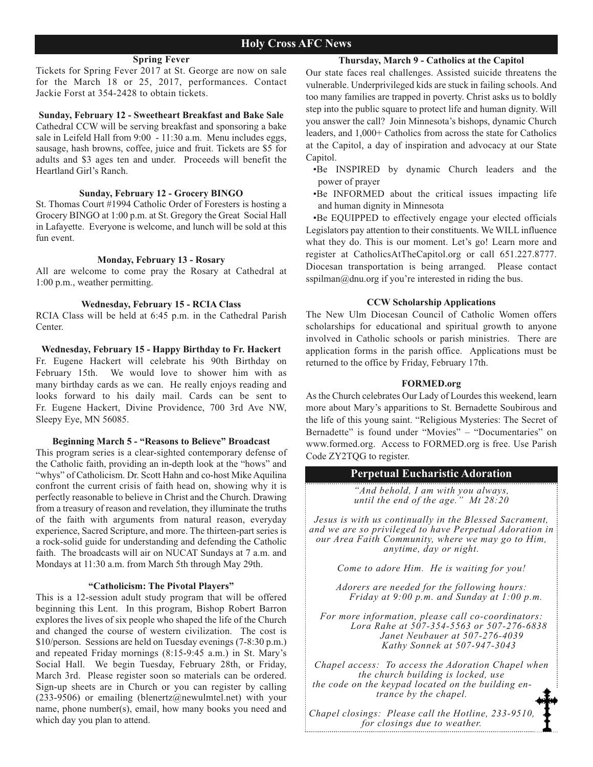## Holy Cross AFC News

### Spring Fever

Tickets for Spring Fever 2017 at St. George are now on sale for the March 18 or 25, 2017, performances. Contact Jackie Forst at 354-2428 to obtain tickets.

### Sunday, February 12 - Sweetheart Breakfast and Bake Sale

Cathedral CCW will be serving breakfast and sponsoring a bake sale in Leifeld Hall from 9:00 - 11:30 a.m. Menu includes eggs, sausage, hash browns, coffee, juice and fruit. Tickets are $5 for adults and $3 ages ten and under. Proceeds will benefit the Heartland Girl's Ranch.

### Sunday, February 12 - Grocery BINGO

St. Thomas Court #1994 Catholic Order of Foresters is hosting a Grocery BINGO at 1:00 p.m. at St. Gregory the Great Social Hall in Lafayette. Everyone is welcome, and lunch will be sold at this fun event.

### Monday, February 13 - Rosary

All are welcome to come pray the Rosary at Cathedral at 1:00 p.m., weather permitting.

### Wednesday, February 15 - RCIA Class

RCIA Class will be held at 6:45 p.m. in the Cathedral Parish Center.

### Wednesday, February 15 - Happy Birthday to Fr. Hackert

Fr. Eugene Hackert will celebrate his 90th Birthday on February 15th. We would love to shower him with as many birthday cards as we can. He really enjoys reading and looks forward to his daily mail. Cards can be sent to Fr. Eugene Hackert, Divine Providence, 700 3rd Ave NW, Sleepy Eye, MN 56085.

### Beginning March 5 - "Reasons to Believe" Broadcast

This program series is a clear-sighted contemporary defense of the Catholic faith, providing an in-depth look at the "hows" and "whys" of Catholicism. Dr. Scott Hahn and co-host Mike Aquilina confront the current crisis of faith head on, showing why it is perfectly reasonable to believe in Christ and the Church. Drawing from a treasury of reason and revelation, they illuminate the truths of the faith with arguments from natural reason, everyday experience, Sacred Scripture, and more. The thirteen-part series is a rock-solid guide for understanding and defending the Catholic faith. The broadcasts will air on NUCAT Sundays at 7 a.m. and Mondays at 11:30 a.m. from March 5th through May 29th.

### "Catholicism: The Pivotal Players"

This is a 12-session adult study program that will be offered beginning this Lent. In this program, Bishop Robert Barron explores the lives of six people who shaped the life of the Church and changed the course of western civilization. The cost is $10/person. Sessions are held on Tuesday evenings (7-8:30 p.m.) and repeated Friday mornings (8:15-9:45 a.m.) in St. Mary's Social Hall. We begin Tuesday, February 28th, or Friday, March 3rd. Please register soon so materials can be ordered. Sign-up sheets are in Church or you can register by calling (233-9506) or emailing (blenertz@newulmtel.net) with your name, phone number(s), email, how many books you need and which day you plan to attend.

### Thursday, March 9 - Catholics at the Capitol

Our state faces real challenges. Assisted suicide threatens the vulnerable. Underprivileged kids are stuck in failing schools. And too many families are trapped in poverty. Christ asks us to boldly step into the public square to protect life and human dignity. Will you answer the call? Join Minnesota's bishops, dynamic Church leaders, and 1,000+ Catholics from across the state for Catholics at the Capitol, a day of inspiration and advocacy at our State Capitol.

- Be INSPIRED by dynamic Church leaders and the power of prayer
- Be INFORMED about the critical issues impacting life and human dignity in Minnesota
- Be EQUIPPED to effectively engage your elected officials

Legislators pay attention to their constituents. We WILL influence what they do. This is our moment. Let's go! Learn more and register at CatholicsAtTheCapitol.org or call 651.227.8777. Diocesan transportation is being arranged. Please contact sspilman@dnu.org if you're interested in riding the bus.

### CCW Scholarship Applications

The New Ulm Diocesan Council of Catholic Women offers scholarships for educational and spiritual growth to anyone involved in Catholic schools or parish ministries. There are application forms in the parish office. Applications must be returned to the office by Friday, February 17th.

### FORMED.org

As the Church celebrates Our Lady of Lourdes this weekend, learn more about Mary's apparitions to St. Bernadette Soubirous and the life of this young saint. "Religious Mysteries: The Secret of Bernadette" is found under "Movies" – "Documentaries" on www.formed.org. Access to FORMED.org is free. Use Parish Code ZY2TQG to register.

## Perpetual Eucharistic Adoration

*"And behold, I am with you always, until the end of the age." Mt 28:20*

*Jesus is with us continually in the Blessed Sacrament, and we are so privileged to have Perpetual Adoration in our Area Faith Community, where we may go to Him, anytime, day or night.*

*Come to adore Him. He is waiting for you!*

*Adorers are needed for the following hours: Friday at 9:00 p.m. and Sunday at 1:00 p.m.*

*For more information, please call co-coordinators:*
*Lora Rahe at 507-354-5563 or 507-276-6838*
*Janet Neubauer at 507-276-4039*
*Kathy Sonnek at 507-947-3043*

*Chapel access: To access the Adoration Chapel when the church building is locked, use the code on the keypad located on the building entrance by the chapel.*

*Chapel closings: Please call the Hotline, 233-9510, for closings due to weather.*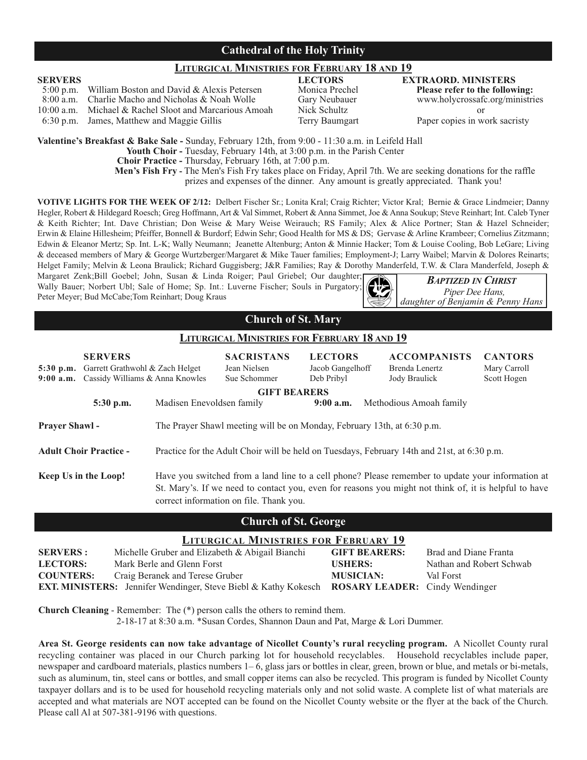## Cathedral of the Holy Trinity

### Liturgical Ministries for February 18 and 19

| SERVERS | | LECTORS | EXTRAORD. MINISTERS |
|---|---|---|---|
| 5:00 p.m. | William Boston and David & Alexis Petersen | Monica Prechel | **Please refer to the following:** |
| 8:00 a.m. | Charlie Macho and Nicholas & Noah Wolle | Gary Neubauer | www.holycrossafc.org/ministries |
| 10:00 a.m. | Michael & Rachel Sloot and Marcarious Amoah | Nick Schultz | or |
| 6:30 p.m. | James, Matthew and Maggie Gillis | Terry Baumgart | Paper copies in work sacristy |

**Valentine's Breakfast & Bake Sale -** Sunday, February 12th, from 9:00 - 11:30 a.m. in Leifeld Hall

**Youth Choir -** Tuesday, February 14th, at 3:00 p.m. in the Parish Center

**Choir Practice -** Thursday, February 16th, at 7:00 p.m.

**Men's Fish Fry -** The Men's Fish Fry takes place on Friday, April 7th. We are seeking donations for the raffle prizes and expenses of the dinner. Any amount is greatly appreciated. Thank you!

**VOTIVE LIGHTS FOR THE WEEK OF 2/12:** Delbert Fischer Sr.; Lonita Kral; Craig Richter; Victor Kral; Bernie & Grace Lindmeier; Danny Hegler, Robert & Hildegard Roesch; Greg Hoffmann, Art & Val Simmet, Robert & Anna Simmet, Joe & Anna Soukup; Steve Reinhart; Int. Caleb Tyner & Keith Richter; Int. Dave Christian; Don Weise & Mary Weise Weirauch; RS Family; Alex & Alice Portner; Stan & Hazel Schneider; Erwin & Elaine Hillesheim; Pfeiffer, Bonnell & Burdorf; Edwin Sehr; Good Health for MS & DS; Gervase & Arline Krambeer; Cornelius Zitzmann; Edwin & Eleanor Mertz; Sp. Int. L-K; Wally Neumann; Jeanette Altenburg; Anton & Minnie Hacker; Tom & Louise Cooling, Bob LeGare; Living & deceased members of Mary & George Wurtzberger/Margaret & Mike Tauer families; Employment-J; Larry Waibel; Marvin & Dolores Reinarts; Helget Family; Melvin & Leona Braulick; Richard Guggisberg; J&R Families; Ray & Dorothy Manderfeld, T.W. & Clara Manderfeld, Joseph & Margaret Zenk;Bill Goebel; John, Susan & Linda Roiger; Paul Griebel; Our daughter; Wally Bauer; Norbert Ubl; Sale of Home; Sp. Int.: Luverne Fischer; Souls in Purgatory; Peter Meyer; Bud McCabe;Tom Reinhart; Doug Kraus

***Baptized in Christ***
*Piper Dee Hans, daughter of Benjamin & Penny Hans*

## Church of St. Mary

### Liturgical Ministries for February 18 and 19

| | SERVERS | SACRISTANS | LECTORS | ACCOMPANISTS | CANTORS |
|---|---|---|---|---|---|
| **5:30 p.m.** | Garrett Grathwohl & Zach Helget | Jean Nielsen | Jacob Gangelhoff | Brenda Lenertz | Mary Carroll |
| **9:00 a.m.** | Cassidy Williams & Anna Knowles | Sue Schommer | Deb Pribyl | Jody Braulick | Scott Hogen |

**GIFT BEARERS**

**5:30 p.m.** Madisen Enevoldsen family **9:00 a.m.** Methodious Amoah family

**Prayer Shawl -** The Prayer Shawl meeting will be on Monday, February 13th, at 6:30 p.m.

**Adult Choir Practice -** Practice for the Adult Choir will be held on Tuesdays, February 14th and 21st, at 6:30 p.m.

**Keep Us in the Loop!** Have you switched from a land line to a cell phone? Please remember to update your information at St. Mary's. If we need to contact you, even for reasons you might not think of, it is helpful to have correct information on file. Thank you.

## Church of St. George

### Liturgical Ministries for February 19

**SERVERS :** Michelle Gruber and Elizabeth & Abigail Bianchi
**GIFT BEARERS:** Brad and Diane Franta
**LECTORS:** Mark Berle and Glenn Forst
**USHERS:** Nathan and Robert Schwab
**COUNTERS:** Craig Beranek and Terese Gruber
**MUSICIAN:** Val Forst
**EXT. MINISTERS:** Jennifer Wendinger, Steve Biebl & Kathy Kokesch
**ROSARY LEADER:** Cindy Wendinger

**Church Cleaning** - Remember: The (*) person calls the others to remind them.
2-18-17 at 8:30 a.m. *Susan Cordes, Shannon Daun and Pat, Marge & Lori Dummer.

**Area St. George residents can now take advantage of Nicollet County's rural recycling program.** A Nicollet County rural recycling container was placed in our Church parking lot for household recyclables. Household recyclables include paper, newspaper and cardboard materials, plastics numbers 1– 6, glass jars or bottles in clear, green, brown or blue, and metals or bi-metals, such as aluminum, tin, steel cans or bottles, and small copper items can also be recycled. This program is funded by Nicollet County taxpayer dollars and is to be used for household recycling materials only and not solid waste. A complete list of what materials are accepted and what materials are NOT accepted can be found on the Nicollet County website or the flyer at the back of the Church. Please call Al at 507-381-9196 with questions.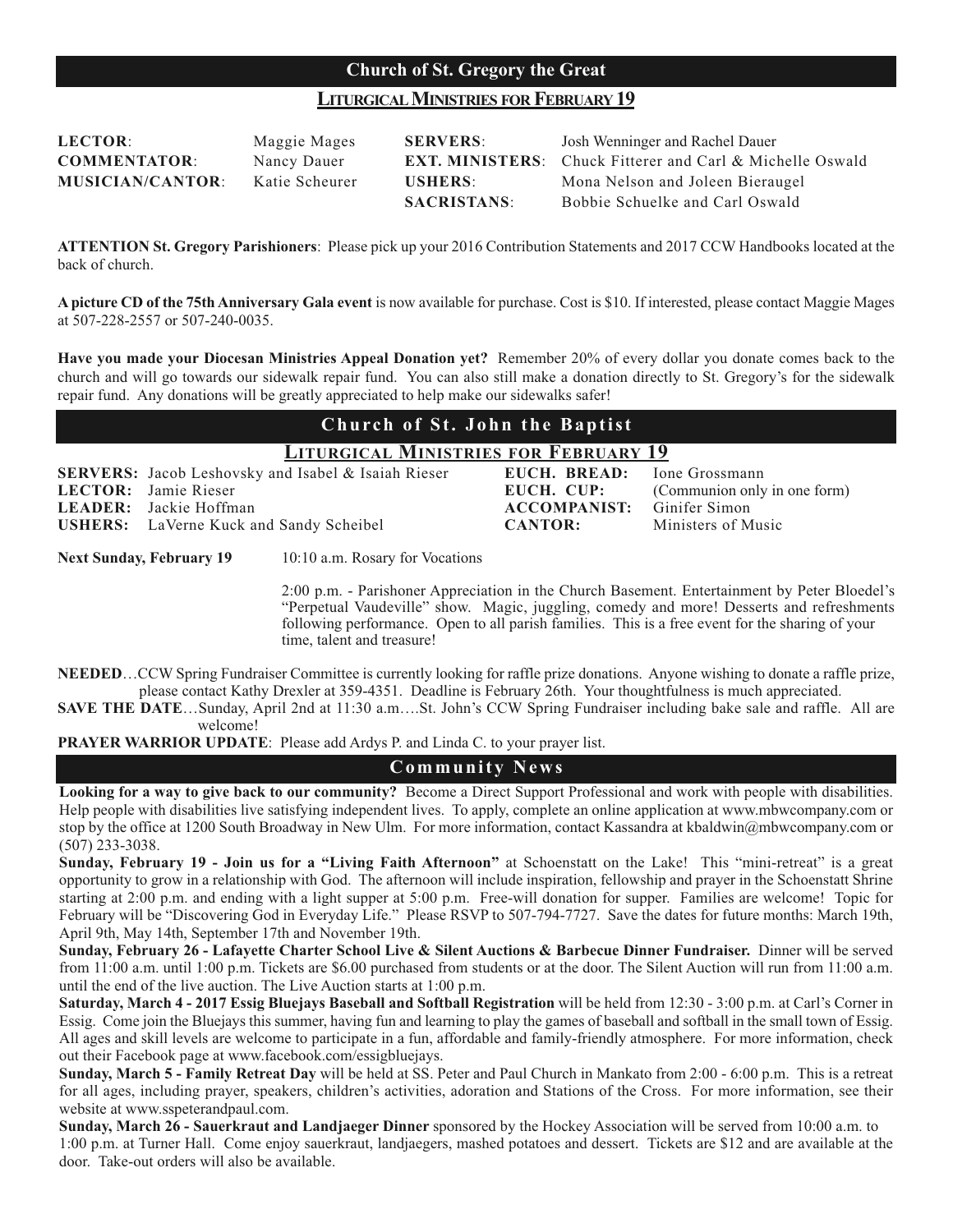## Church of St. Gregory the Great

### Liturgical Ministries for February 19

| | | | |
|---|---|---|---|
| **LECTOR**: | Maggie Mages | **SERVERS**: | Josh Wenninger and Rachel Dauer |
| **COMMENTATOR**: | Nancy Dauer | **EXT. MINISTERS**: | Chuck Fitterer and Carl & Michelle Oswald |
| **MUSICIAN/CANTOR**: | Katie Scheurer | **USHERS**: | Mona Nelson and Joleen Bieraugel |
| | | **SACRISTANS**: | Bobbie Schuelke and Carl Oswald |

**ATTENTION St. Gregory Parishioners**: Please pick up your 2016 Contribution Statements and 2017 CCW Handbooks located at the back of church.

**A picture CD of the 75th Anniversary Gala event** is now available for purchase. Cost is $10. If interested, please contact Maggie Mages at 507-228-2557 or 507-240-0035.

**Have you made your Diocesan Ministries Appeal Donation yet?** Remember 20% of every dollar you donate comes back to the church and will go towards our sidewalk repair fund. You can also still make a donation directly to St. Gregory's for the sidewalk repair fund. Any donations will be greatly appreciated to help make our sidewalks safer!

## Church of St. John the Baptist

### Liturgical Ministries for February 19

| | | | |
|---|---|---|---|
| **SERVERS:** | Jacob Leshovsky and Isabel & Isaiah Rieser | **EUCH. BREAD:** | Ione Grossmann |
| **LECTOR:** | Jamie Rieser | **EUCH. CUP:** | (Communion only in one form) |
| **LEADER:** | Jackie Hoffman | **ACCOMPANIST:** | Ginifer Simon |
| **USHERS:** | LaVerne Kuck and Sandy Scheibel | **CANTOR:** | Ministers of Music |

**Next Sunday, February 19** 10:10 a.m. Rosary for Vocations

2:00 p.m. - Parishoner Appreciation in the Church Basement. Entertainment by Peter Bloedel's "Perpetual Vaudeville" show. Magic, juggling, comedy and more! Desserts and refreshments following performance. Open to all parish families. This is a free event for the sharing of your time, talent and treasure!

**NEEDED**…CCW Spring Fundraiser Committee is currently looking for raffle prize donations. Anyone wishing to donate a raffle prize, please contact Kathy Drexler at 359-4351. Deadline is February 26th. Your thoughtfulness is much appreciated.

**SAVE THE DATE**…Sunday, April 2nd at 11:30 a.m….St. John's CCW Spring Fundraiser including bake sale and raffle. All are welcome!

**PRAYER WARRIOR UPDATE**: Please add Ardys P. and Linda C. to your prayer list.

## Community News

**Looking for a way to give back to our community?** Become a Direct Support Professional and work with people with disabilities. Help people with disabilities live satisfying independent lives. To apply, complete an online application at www.mbwcompany.com or stop by the office at 1200 South Broadway in New Ulm. For more information, contact Kassandra at kbaldwin@mbwcompany.com or (507) 233-3038.

**Sunday, February 19 - Join us for a "Living Faith Afternoon"** at Schoenstatt on the Lake! This "mini-retreat" is a great opportunity to grow in a relationship with God. The afternoon will include inspiration, fellowship and prayer in the Schoenstatt Shrine starting at 2:00 p.m. and ending with a light supper at 5:00 p.m. Free-will donation for supper. Families are welcome! Topic for February will be "Discovering God in Everyday Life." Please RSVP to 507-794-7727. Save the dates for future months: March 19th, April 9th, May 14th, September 17th and November 19th.

**Sunday, February 26 - Lafayette Charter School Live & Silent Auctions & Barbecue Dinner Fundraiser.** Dinner will be served from 11:00 a.m. until 1:00 p.m. Tickets are $6.00 purchased from students or at the door. The Silent Auction will run from 11:00 a.m. until the end of the live auction. The Live Auction starts at 1:00 p.m.

**Saturday, March 4 - 2017 Essig Bluejays Baseball and Softball Registration** will be held from 12:30 - 3:00 p.m. at Carl's Corner in Essig. Come join the Bluejays this summer, having fun and learning to play the games of baseball and softball in the small town of Essig. All ages and skill levels are welcome to participate in a fun, affordable and family-friendly atmosphere. For more information, check out their Facebook page at www.facebook.com/essigbluejays.

**Sunday, March 5 - Family Retreat Day** will be held at SS. Peter and Paul Church in Mankato from 2:00 - 6:00 p.m. This is a retreat for all ages, including prayer, speakers, children's activities, adoration and Stations of the Cross. For more information, see their website at www.sspeterandpaul.com.

**Sunday, March 26 - Sauerkraut and Landjaeger Dinner** sponsored by the Hockey Association will be served from 10:00 a.m. to 1:00 p.m. at Turner Hall. Come enjoy sauerkraut, landjaegers, mashed potatoes and dessert. Tickets are $12 and are available at the door. Take-out orders will also be available.